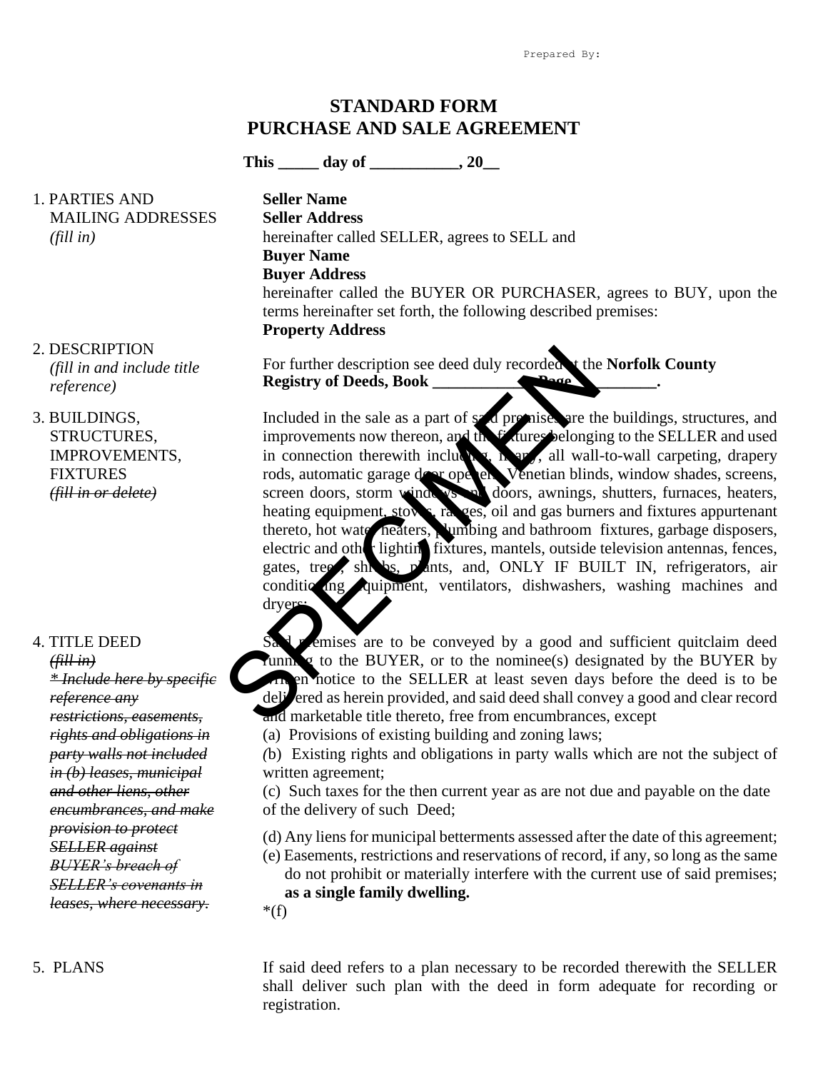Prepared By:

# STANDARD FORM
# PURCHASE AND SALE AGREEMENT

**This _____ day of ___________, 20__**

| | |
|---|---|
| 1. PARTIES AND MAILING ADDRESSES *(fill in)* | **Seller Name**<br>**Seller Address**<br>hereinafter called SELLER, agrees to SELL and<br>**Buyer Name**<br>**Buyer Address**<br>hereinafter called the BUYER OR PURCHASER, agrees to BUY, upon the terms hereinafter set forth, the following described premises:<br>**Property Address** |
| 2. DESCRIPTION *(fill in and include title reference)* | For further description see deed duly recorded at the **Norfolk County Registry of Deeds, Book _____________ Page __________.** |
| 3. BUILDINGS, STRUCTURES, IMPROVEMENTS, FIXTURES ~~*(fill in or delete)*~~ | Included in the sale as a part of said premises are the buildings, structures, and improvements now thereon, and the fixtures belonging to the SELLER and used in connection therewith including, if any, all wall-to-wall carpeting, drapery rods, automatic garage door openers, Venetian blinds, window shades, screens, screen doors, storm windows and doors, awnings, shutters, furnaces, heaters, heating equipment, stoves, ranges, oil and gas burners and fixtures appurtenant thereto, hot water heaters, plumbing and bathroom fixtures, garbage disposers, electric and other lighting fixtures, mantels, outside television antennas, fences, gates, trees, shrubs, plants, and, ONLY IF BUILT IN, refrigerators, air conditioning equipment, ventilators, dishwashers, washing machines and dryers; |
| 4. TITLE DEED ~~*(fill in)*~~ ~~*\* Include here by specific reference any restrictions, easements, rights and obligations in party walls not included in (b) leases, municipal and other liens, other encumbrances, and make provision to protect SELLER against BUYER's breach of SELLER's covenants in leases, where necessary.*~~ | Said premises are to be conveyed by a good and sufficient quitclaim deed running to the BUYER, or to the nominee(s) designated by the BUYER by written notice to the SELLER at least seven days before the deed is to be delivered as herein provided, and said deed shall convey a good and clear record and marketable title thereto, free from encumbrances, except<br>(a) Provisions of existing building and zoning laws;<br>(b) Existing rights and obligations in party walls which are not the subject of written agreement;<br>(c) Such taxes for the then current year as are not due and payable on the date of the delivery of such Deed;<br>(d) Any liens for municipal betterments assessed after the date of this agreement;<br>(e) Easements, restrictions and reservations of record, if any, so long as the same do not prohibit or materially interfere with the current use of said premises; **as a single family dwelling.**<br>\*(f) |
| 5. PLANS | If said deed refers to a plan necessary to be recorded therewith the SELLER shall deliver such plan with the deed in form adequate for recording or registration. |

SPECIMEN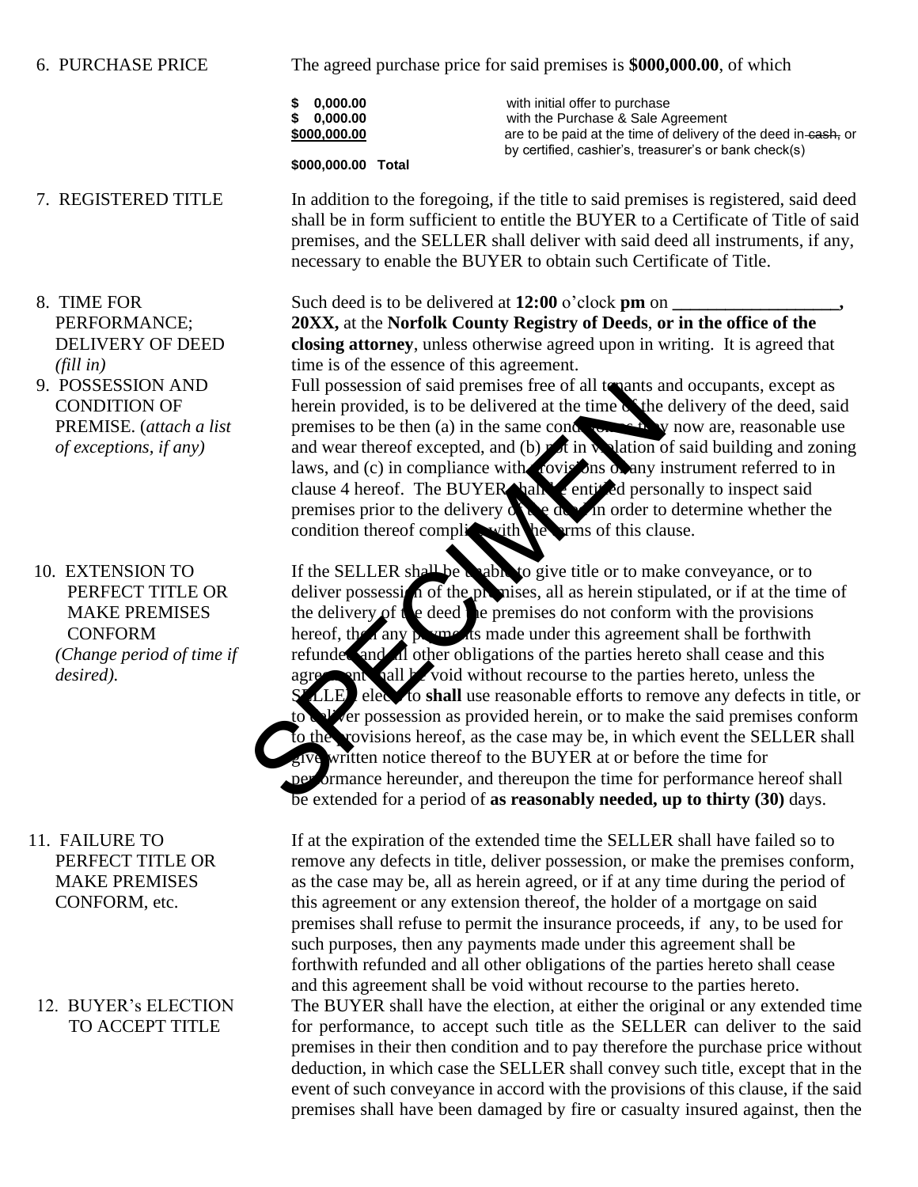6. PURCHASE PRICE

The agreed purchase price for said premises is **$000,000.00**, of which

| | |
|---|---|
| **$ 0,000.00** | with initial offer to purchase |
| **$ 0,000.00** | with the Purchase & Sale Agreement |
| **$000,000.00** | are to be paid at the time of delivery of the deed in ~~cash,~~ or by certified, cashier's, treasurer's or bank check(s) |
| **$000,000.00 Total** | |

7. REGISTERED TITLE

In addition to the foregoing, if the title to said premises is registered, said deed shall be in form sufficient to entitle the BUYER to a Certificate of Title of said premises, and the SELLER shall deliver with said deed all instruments, if any, necessary to enable the BUYER to obtain such Certificate of Title.

8. TIME FOR PERFORMANCE; DELIVERY OF DEED *(fill in)*

Such deed is to be delivered at **12:00** o'clock **pm** on **___________________, 20XX,** at the **Norfolk County Registry of Deeds**, **or in the office of the closing attorney**, unless otherwise agreed upon in writing. It is agreed that time is of the essence of this agreement.

9. POSSESSION AND CONDITION OF PREMISE. (*attach a list of exceptions, if any)*

Full possession of said premises free of all tenants and occupants, except as herein provided, is to be delivered at the time of the delivery of the deed, said premises to be then (a) in the same condition as they now are, reasonable use and wear thereof excepted, and (b) not in violation of said building and zoning laws, and (c) in compliance with provisions of any instrument referred to in clause 4 hereof. The BUYER shall be entitled personally to inspect said premises prior to the delivery of the deed in order to determine whether the condition thereof complies with the terms of this clause.

10. EXTENSION TO PERFECT TITLE OR MAKE PREMISES CONFORM *(Change period of time if desired).*

If the SELLER shall be unable to give title or to make conveyance, or to deliver possession of the premises, all as herein stipulated, or if at the time of the delivery of the deed the premises do not conform with the provisions hereof, then any payments made under this agreement shall be forthwith refunded and all other obligations of the parties hereto shall cease and this agreement shall be void without recourse to the parties hereto, unless the SELLER elects to **shall** use reasonable efforts to remove any defects in title, or to deliver possession as provided herein, or to make the said premises conform to the provisions hereof, as the case may be, in which event the SELLER shall give written notice thereof to the BUYER at or before the time for performance hereunder, and thereupon the time for performance hereof shall be extended for a period of **as reasonably needed, up to thirty (30)** days.

11. FAILURE TO PERFECT TITLE OR MAKE PREMISES CONFORM, etc.

If at the expiration of the extended time the SELLER shall have failed so to remove any defects in title, deliver possession, or make the premises conform, as the case may be, all as herein agreed, or if at any time during the period of this agreement or any extension thereof, the holder of a mortgage on said premises shall refuse to permit the insurance proceeds, if any, to be used for such purposes, then any payments made under this agreement shall be forthwith refunded and all other obligations of the parties hereto shall cease and this agreement shall be void without recourse to the parties hereto.

12. BUYER's ELECTION TO ACCEPT TITLE

The BUYER shall have the election, at either the original or any extended time for performance, to accept such title as the SELLER can deliver to the said premises in their then condition and to pay therefore the purchase price without deduction, in which case the SELLER shall convey such title, except that in the event of such conveyance in accord with the provisions of this clause, if the said premises shall have been damaged by fire or casualty insured against, then the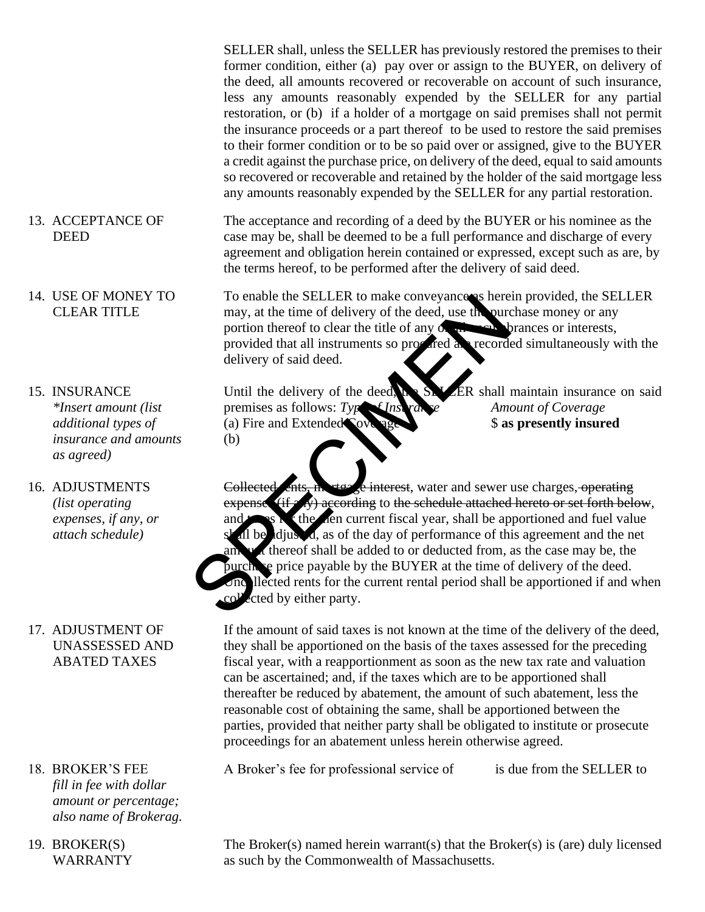SELLER shall, unless the SELLER has previously restored the premises to their former condition, either (a) pay over or assign to the BUYER, on delivery of the deed, all amounts recovered or recoverable on account of such insurance, less any amounts reasonably expended by the SELLER for any partial restoration, or (b) if a holder of a mortgage on said premises shall not permit the insurance proceeds or a part thereof to be used to restore the said premises to their former condition or to be so paid over or assigned, give to the BUYER a credit against the purchase price, on delivery of the deed, equal to said amounts so recovered or recoverable and retained by the holder of the said mortgage less any amounts reasonably expended by the SELLER for any partial restoration.

13. ACCEPTANCE OF DEED

The acceptance and recording of a deed by the BUYER or his nominee as the case may be, shall be deemed to be a full performance and discharge of every agreement and obligation herein contained or expressed, except such as are, by the terms hereof, to be performed after the delivery of said deed.

14. USE OF MONEY TO CLEAR TITLE

To enable the SELLER to make conveyance as herein provided, the SELLER may, at the time of delivery of the deed, use the purchase money or any portion thereof to clear the title of any or all encumbrances or interests, provided that all instruments so procured are recorded simultaneously with the delivery of said deed.

15. INSURANCE
*\*Insert amount (list additional types of insurance and amounts as agreed)*

Until the delivery of the deed, the SELLER shall maintain insurance on said premises as follows:

| *Type of Insurance* | *Amount of Coverage* |
|---|---|
| (a) Fire and Extended Coverage | $ **as presently insured** |
| (b) | |

16. ADJUSTMENTS
*(list operating expenses, if any, or attach schedule)*

~~Collected rents, mortgage interest~~, water and sewer use charges, ~~operating expenses (if any) according~~ to ~~the schedule attached hereto or set forth below~~, and taxes for the then current fiscal year, shall be apportioned and fuel value shall be adjusted, as of the day of performance of this agreement and the net amount thereof shall be added to or deducted from, as the case may be, the purchase price payable by the BUYER at the time of delivery of the deed. Uncollected rents for the current rental period shall be apportioned if and when collected by either party.

17. ADJUSTMENT OF UNASSESSED AND ABATED TAXES

If the amount of said taxes is not known at the time of the delivery of the deed, they shall be apportioned on the basis of the taxes assessed for the preceding fiscal year, with a reapportionment as soon as the new tax rate and valuation can be ascertained; and, if the taxes which are to be apportioned shall thereafter be reduced by abatement, the amount of such abatement, less the reasonable cost of obtaining the same, shall be apportioned between the parties, provided that neither party shall be obligated to institute or prosecute proceedings for an abatement unless herein otherwise agreed.

18. BROKER'S FEE
*fill in fee with dollar amount or percentage; also name of Brokerag.*

A Broker's fee for professional service of is due from the SELLER to

19. BROKER(S) WARRANTY

The Broker(s) named herein warrant(s) that the Broker(s) is (are) duly licensed as such by the Commonwealth of Massachusetts.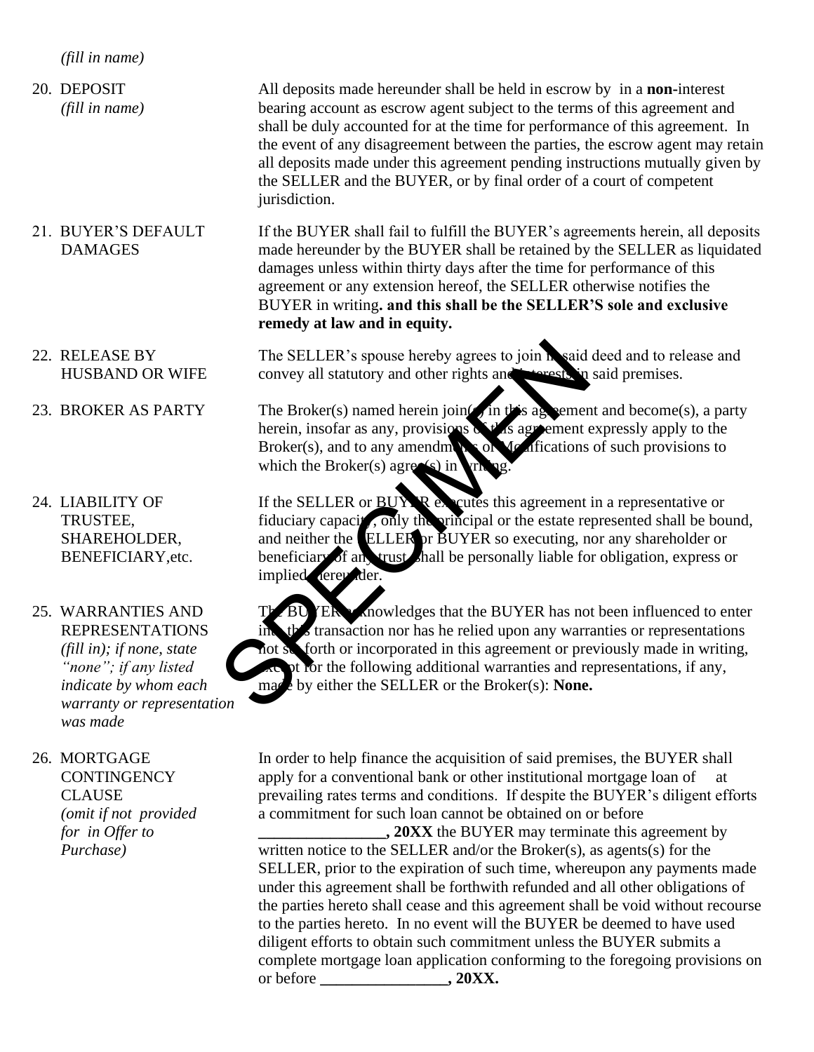*(fill in name)*

20. DEPOSIT *(fill in name)*

All deposits made hereunder shall be held in escrow by in a **non-**interest bearing account as escrow agent subject to the terms of this agreement and shall be duly accounted for at the time for performance of this agreement. In the event of any disagreement between the parties, the escrow agent may retain all deposits made under this agreement pending instructions mutually given by the SELLER and the BUYER, or by final order of a court of competent jurisdiction.

21. BUYER'S DEFAULT DAMAGES

If the BUYER shall fail to fulfill the BUYER's agreements herein, all deposits made hereunder by the BUYER shall be retained by the SELLER as liquidated damages unless within thirty days after the time for performance of this agreement or any extension hereof, the SELLER otherwise notifies the BUYER in writing**. and this shall be the SELLER'S sole and exclusive remedy at law and in equity.**

22. RELEASE BY HUSBAND OR WIFE

The SELLER's spouse hereby agrees to join in said deed and to release and convey all statutory and other rights and interests in said premises.

23. BROKER AS PARTY

The Broker(s) named herein join(s) in this agreement and become(s), a party herein, insofar as any, provisions of this agreement expressly apply to the Broker(s), and to any amendments or modifications of such provisions to which the Broker(s) agree(s) in writing.

24. LIABILITY OF TRUSTEE, SHAREHOLDER, BENEFICIARY,etc.

If the SELLER or BUYER executes this agreement in a representative or fiduciary capacity, only the principal or the estate represented shall be bound, and neither the SELLER or BUYER so executing, nor any shareholder or beneficiary of any trust, shall be personally liable for obligation, express or implied hereunder.

25. WARRANTIES AND REPRESENTATIONS *(fill in); if none, state "none"; if any listed indicate by whom each warranty or representation was made*

The BUYER acknowledges that the BUYER has not been influenced to enter into this transaction nor has he relied upon any warranties or representations not set forth or incorporated in this agreement or previously made in writing, except for the following additional warranties and representations, if any, made by either the SELLER or the Broker(s): **None.**

26. MORTGAGE CONTINGENCY CLAUSE *(omit if not provided for in Offer to Purchase)*

In order to help finance the acquisition of said premises, the BUYER shall apply for a conventional bank or other institutional mortgage loan of at prevailing rates terms and conditions. If despite the BUYER's diligent efforts a commitment for such loan cannot be obtained on or before **________________, 20XX** the BUYER may terminate this agreement by written notice to the SELLER and/or the Broker(s), as agents(s) for the SELLER, prior to the expiration of such time, whereupon any payments made under this agreement shall be forthwith refunded and all other obligations of the parties hereto shall cease and this agreement shall be void without recourse to the parties hereto. In no event will the BUYER be deemed to have used diligent efforts to obtain such commitment unless the BUYER submits a complete mortgage loan application conforming to the foregoing provisions on or before **________________, 20XX.**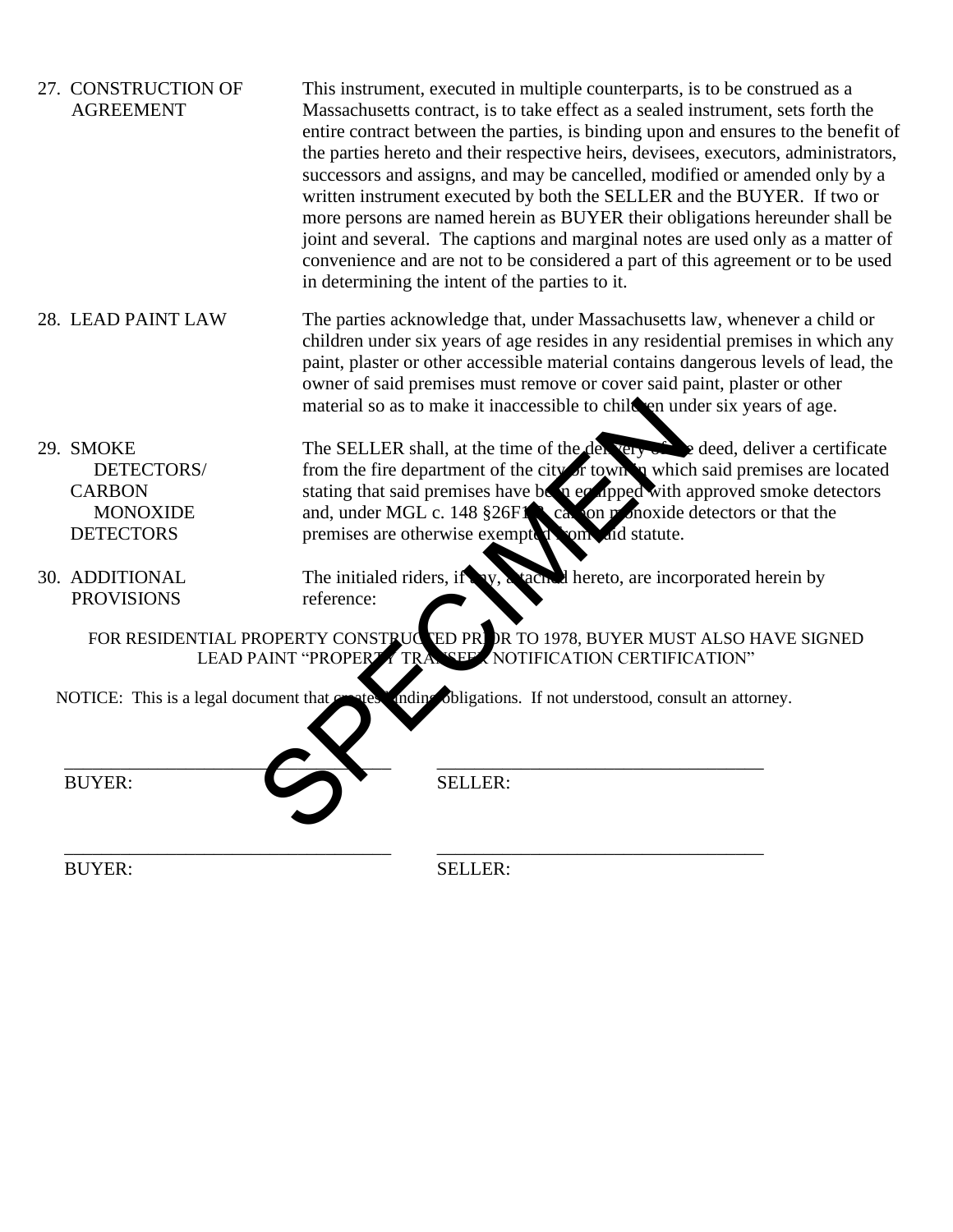27. CONSTRUCTION OF AGREEMENT — This instrument, executed in multiple counterparts, is to be construed as a Massachusetts contract, is to take effect as a sealed instrument, sets forth the entire contract between the parties, is binding upon and ensures to the benefit of the parties hereto and their respective heirs, devisees, executors, administrators, successors and assigns, and may be cancelled, modified or amended only by a written instrument executed by both the SELLER and the BUYER. If two or more persons are named herein as BUYER their obligations hereunder shall be joint and several. The captions and marginal notes are used only as a matter of convenience and are not to be considered a part of this agreement or to be used in determining the intent of the parties to it.

28. LEAD PAINT LAW — The parties acknowledge that, under Massachusetts law, whenever a child or children under six years of age resides in any residential premises in which any paint, plaster or other accessible material contains dangerous levels of lead, the owner of said premises must remove or cover said paint, plaster or other material so as to make it inaccessible to children under six years of age.

29. SMOKE DETECTORS/ CARBON MONOXIDE DETECTORS — The SELLER shall, at the time of the delivery of the deed, deliver a certificate from the fire department of the city or town in which said premises are located stating that said premises have been equipped with approved smoke detectors and, under MGL c. 148 §26F1/2, carbon monoxide detectors or that the premises are otherwise exempted from said statute.

30. ADDITIONAL PROVISIONS — The initialed riders, if any, attached hereto, are incorporated herein by reference:

FOR RESIDENTIAL PROPERTY CONSTRUCTED PRIOR TO 1978, BUYER MUST ALSO HAVE SIGNED LEAD PAINT "PROPERTY TRANSFER NOTIFICATION CERTIFICATION"

NOTICE: This is a legal document that creates binding obligations. If not understood, consult an attorney.

SPECIMEN

| | |
|---|---|
| ______________________________ | ______________________________ |
| BUYER: | SELLER: |
| ______________________________ | ______________________________ |
| BUYER: | SELLER: |